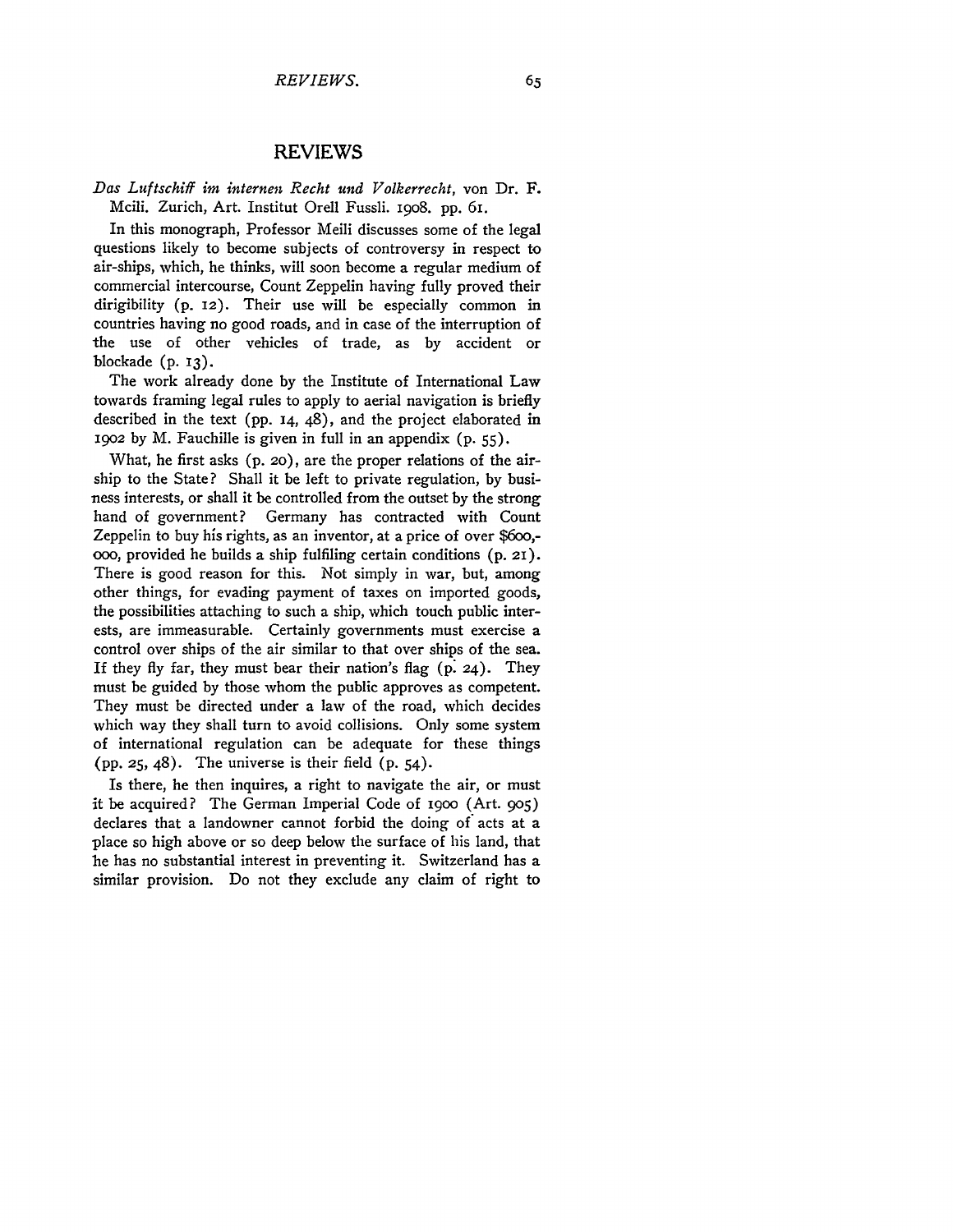# REVIEWS

*Das Luftschiff im internen Recht und Volkerrecht*, von Dr. F. Mcili. Zurich, Art. Institut Orell Fussli. 1908. pp. 61.

In this monograph, Professor Meili discusses some of the legal questions likely to become subjects of controversy in respect to air-ships, which, he thinks, will soon become a regular medium of commercial intercourse, Count Zeppelin having fully proved their dirigibility (p. 12). Their use will be especially common in countries having no good roads, and in case of the interruption of the use of other vehicles of trade, as by accident or blockade (p. 13).

The work already done by the Institute of International Law towards framing legal rules to apply to aerial navigation is briefly described in the text (pp. 14, 48), and the project elaborated in 1902 by M. Fauchille is given in full in an appendix (p. 55).

What, he first asks (p. 20), are the proper relations of the air-ship to the State? Shall it be left to private regulation, by business interests, or shall it be controlled from the outset by the strong hand of government? Germany has contracted with Count Zeppelin to buy his rights, as an inventor, at a price of over $600,000, provided he builds a ship fulfiling certain conditions (p. 21). There is good reason for this. Not simply in war, but, among other things, for evading payment of taxes on imported goods, the possibilities attaching to such a ship, which touch public interests, are immeasurable. Certainly governments must exercise a control over ships of the air similar to that over ships of the sea. If they fly far, they must bear their nation's flag (p. 24). They must be guided by those whom the public approves as competent. They must be directed under a law of the road, which decides which way they shall turn to avoid collisions. Only some system of international regulation can be adequate for these things (pp. 25, 48). The universe is their field (p. 54).

Is there, he then inquires, a right to navigate the air, or must it be acquired? The German Imperial Code of 1900 (Art. 905) declares that a landowner cannot forbid the doing of acts at a place so high above or so deep below the surface of his land, that he has no substantial interest in preventing it. Switzerland has a similar provision. Do not they exclude any claim of right to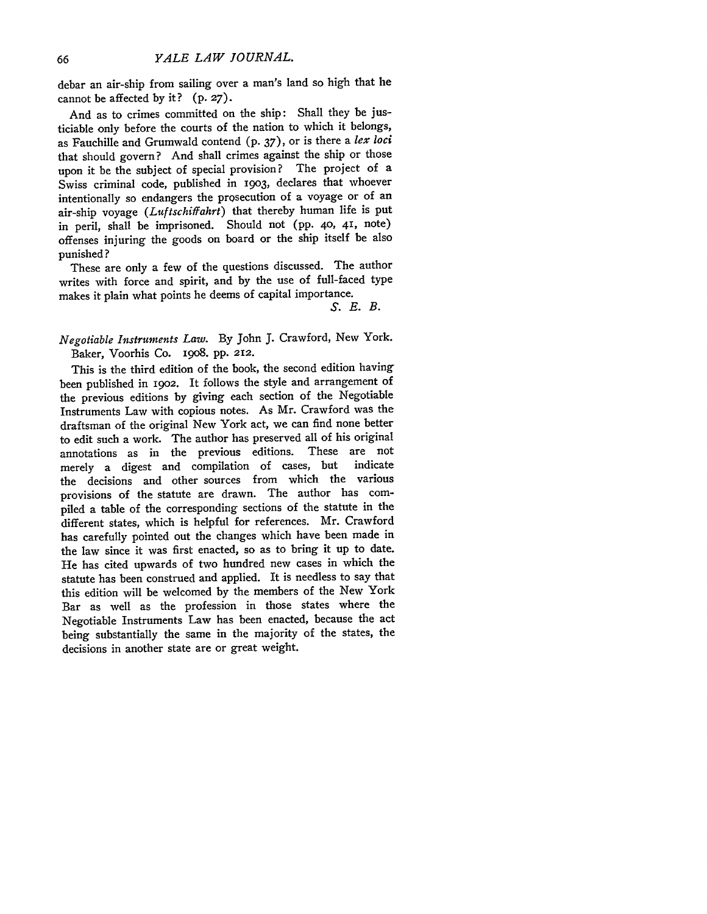debar an air-ship from sailing over a man's land so high that he cannot be affected by it? (p. 27).

And as to crimes committed on the ship: Shall they be justiciable only before the courts of the nation to which it belongs, as Fauchille and Grumwald contend (p. 37), or is there a *lex loci* that should govern? And shall crimes against the ship or those upon it be the subject of special provision? The project of a Swiss criminal code, published in 1903, declares that whoever intentionally so endangers the prosecution of a voyage or of an air-ship voyage (*Luftschiffahrt*) that thereby human life is put in peril, shall be imprisoned. Should not (pp. 40, 41, note) offenses injuring the goods on board or the ship itself be also punished?

These are only a few of the questions discussed. The author writes with force and spirit, and by the use of full-faced type makes it plain what points he deems of capital importance.

*S. E. B.*

*Negotiable Instruments Law.* By John J. Crawford, New York. Baker, Voorhis Co. 1908. pp. 212.

This is the third edition of the book, the second edition having been published in 1902. It follows the style and arrangement of the previous editions by giving each section of the Negotiable Instruments Law with copious notes. As Mr. Crawford was the draftsman of the original New York act, we can find none better to edit such a work. The author has preserved all of his original annotations as in the previous editions. These are not merely a digest and compilation of cases, but indicate the decisions and other sources from which the various provisions of the statute are drawn. The author has compiled a table of the corresponding sections of the statute in the different states, which is helpful for references. Mr. Crawford has carefully pointed out the changes which have been made in the law since it was first enacted, so as to bring it up to date. He has cited upwards of two hundred new cases in which the statute has been construed and applied. It is needless to say that this edition will be welcomed by the members of the New York Bar as well as the profession in those states where the Negotiable Instruments Law has been enacted, because the act being substantially the same in the majority of the states, the decisions in another state are or great weight.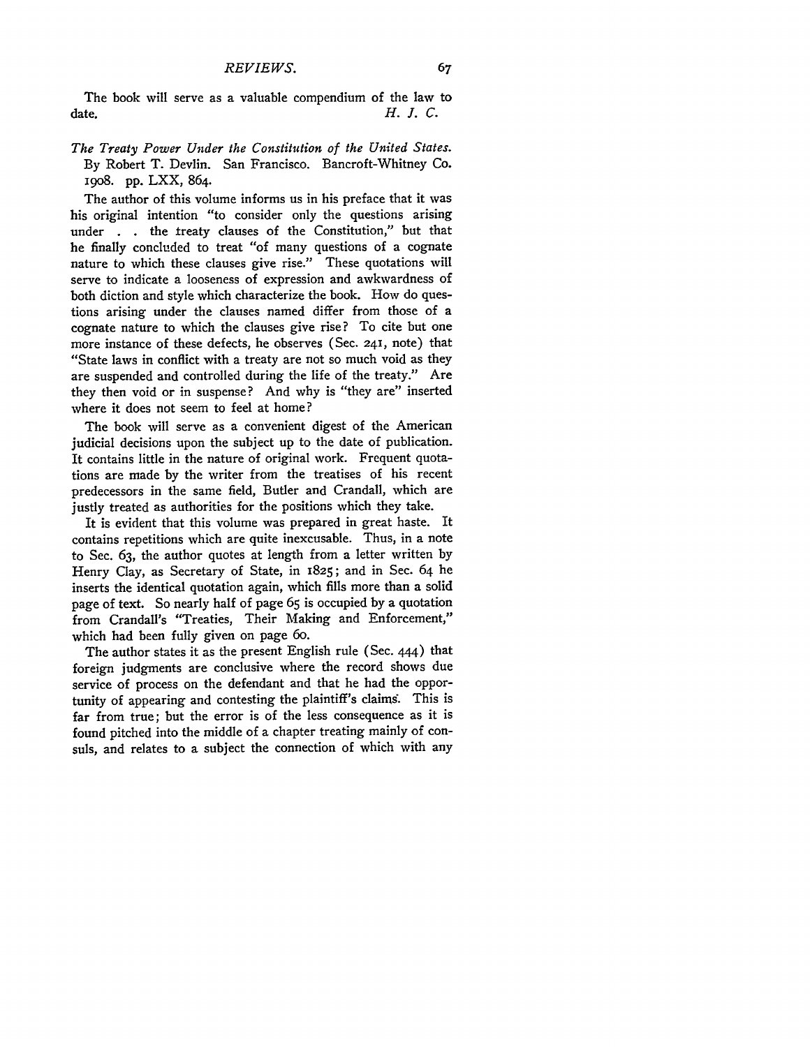The book will serve as a valuable compendium of the law to date.

H. J. C.

*The Treaty Power Under the Constitution of the United States.* By Robert T. Devlin. San Francisco. Bancroft-Whitney Co. 1908. pp. LXX, 864.

The author of this volume informs us in his preface that it was his original intention "to consider only the questions arising under . . the treaty clauses of the Constitution," but that he finally concluded to treat "of many questions of a cognate nature to which these clauses give rise." These quotations will serve to indicate a looseness of expression and awkwardness of both diction and style which characterize the book. How do questions arising under the clauses named differ from those of a cognate nature to which the clauses give rise? To cite but one more instance of these defects, he observes (Sec. 241, note) that "State laws in conflict with a treaty are not so much void as they are suspended and controlled during the life of the treaty." Are they then void or in suspense? And why is "they are" inserted where it does not seem to feel at home?

The book will serve as a convenient digest of the American judicial decisions upon the subject up to the date of publication. It contains little in the nature of original work. Frequent quotations are made by the writer from the treatises of his recent predecessors in the same field, Butler and Crandall, which are justly treated as authorities for the positions which they take.

It is evident that this volume was prepared in great haste. It contains repetitions which are quite inexcusable. Thus, in a note to Sec. 63, the author quotes at length from a letter written by Henry Clay, as Secretary of State, in 1825; and in Sec. 64 he inserts the identical quotation again, which fills more than a solid page of text. So nearly half of page 65 is occupied by a quotation from Crandall's "Treaties, Their Making and Enforcement," which had been fully given on page 60.

The author states it as the present English rule (Sec. 444) that foreign judgments are conclusive where the record shows due service of process on the defendant and that he had the opportunity of appearing and contesting the plaintiff's claims. This is far from true; but the error is of the less consequence as it is found pitched into the middle of a chapter treating mainly of consuls, and relates to a subject the connection of which with any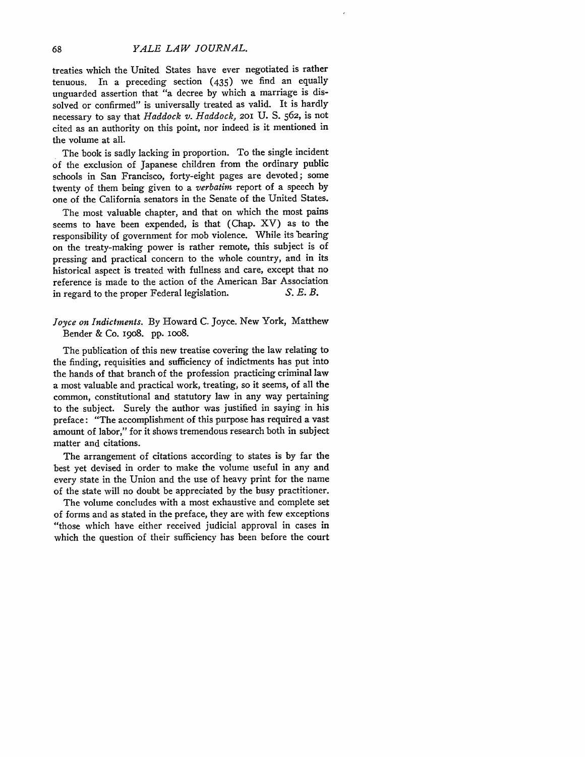treaties which the United States have ever negotiated is rather tenuous. In a preceding section (435) we find an equally unguarded assertion that "a decree by which a marriage is dissolved or confirmed" is universally treated as valid. It is hardly necessary to say that *Haddock v. Haddock*, 201 U. S. 562, is not cited as an authority on this point, nor indeed is it mentioned in the volume at all.

The book is sadly lacking in proportion. To the single incident of the exclusion of Japanese children from the ordinary public schools in San Francisco, forty-eight pages are devoted; some twenty of them being given to a *verbatim* report of a speech by one of the California senators in the Senate of the United States.

The most valuable chapter, and that on which the most pains seems to have been expended, is that (Chap. XV) as to the responsibility of government for mob violence. While its bearing on the treaty-making power is rather remote, this subject is of pressing and practical concern to the whole country, and in its historical aspect is treated with fullness and care, except that no reference is made to the action of the American Bar Association in regard to the proper Federal legislation. *S. E. B.*

*Joyce on Indictments*. By Howard C. Joyce. New York, Matthew Bender & Co. 1908. pp. 1008.

The publication of this new treatise covering the law relating to the finding, requisities and sufficiency of indictments has put into the hands of that branch of the profession practicing criminal law a most valuable and practical work, treating, so it seems, of all the common, constitutional and statutory law in any way pertaining to the subject. Surely the author was justified in saying in his preface: "The accomplishment of this purpose has required a vast amount of labor," for it shows tremendous research both in subject matter and citations.

The arrangement of citations according to states is by far the best yet devised in order to make the volume useful in any and every state in the Union and the use of heavy print for the name of the state will no doubt be appreciated by the busy practitioner.

The volume concludes with a most exhaustive and complete set of forms and as stated in the preface, they are with few exceptions "those which have either received judicial approval in cases in which the question of their sufficiency has been before the court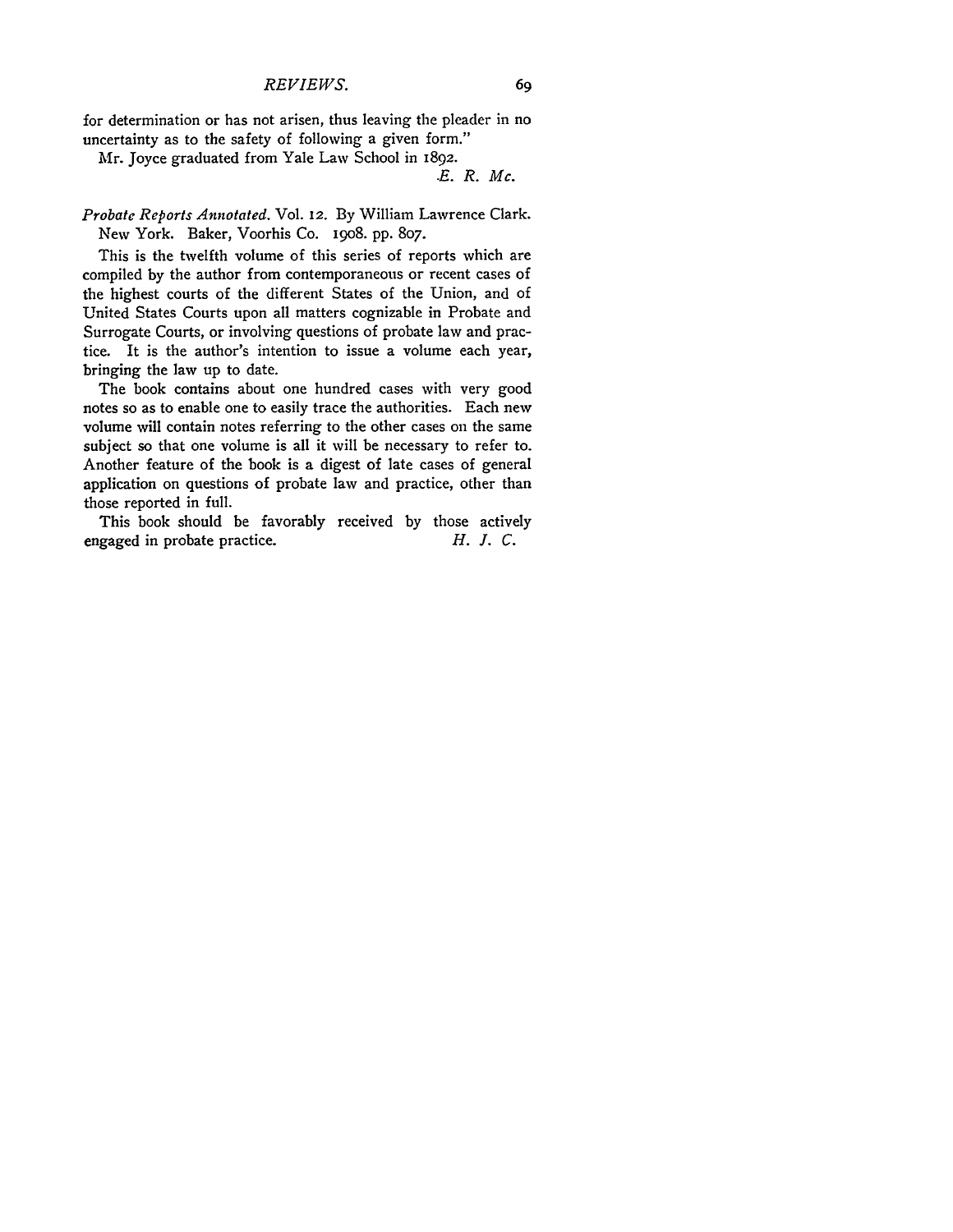for determination or has not arisen, thus leaving the pleader in no uncertainty as to the safety of following a given form."

Mr. Joyce graduated from Yale Law School in 1892.

*E. R. Mc.*

*Probate Reports Annotated.* Vol. 12. By William Lawrence Clark. New York. Baker, Voorhis Co. 1908. pp. 807.

This is the twelfth volume of this series of reports which are compiled by the author from contemporaneous or recent cases of the highest courts of the different States of the Union, and of United States Courts upon all matters cognizable in Probate and Surrogate Courts, or involving questions of probate law and practice. It is the author's intention to issue a volume each year, bringing the law up to date.

The book contains about one hundred cases with very good notes so as to enable one to easily trace the authorities. Each new volume will contain notes referring to the other cases on the same subject so that one volume is all it will be necessary to refer to. Another feature of the book is a digest of late cases of general application on questions of probate law and practice, other than those reported in full.

This book should be favorably received by those actively engaged in probate practice.

*H. J. C.*